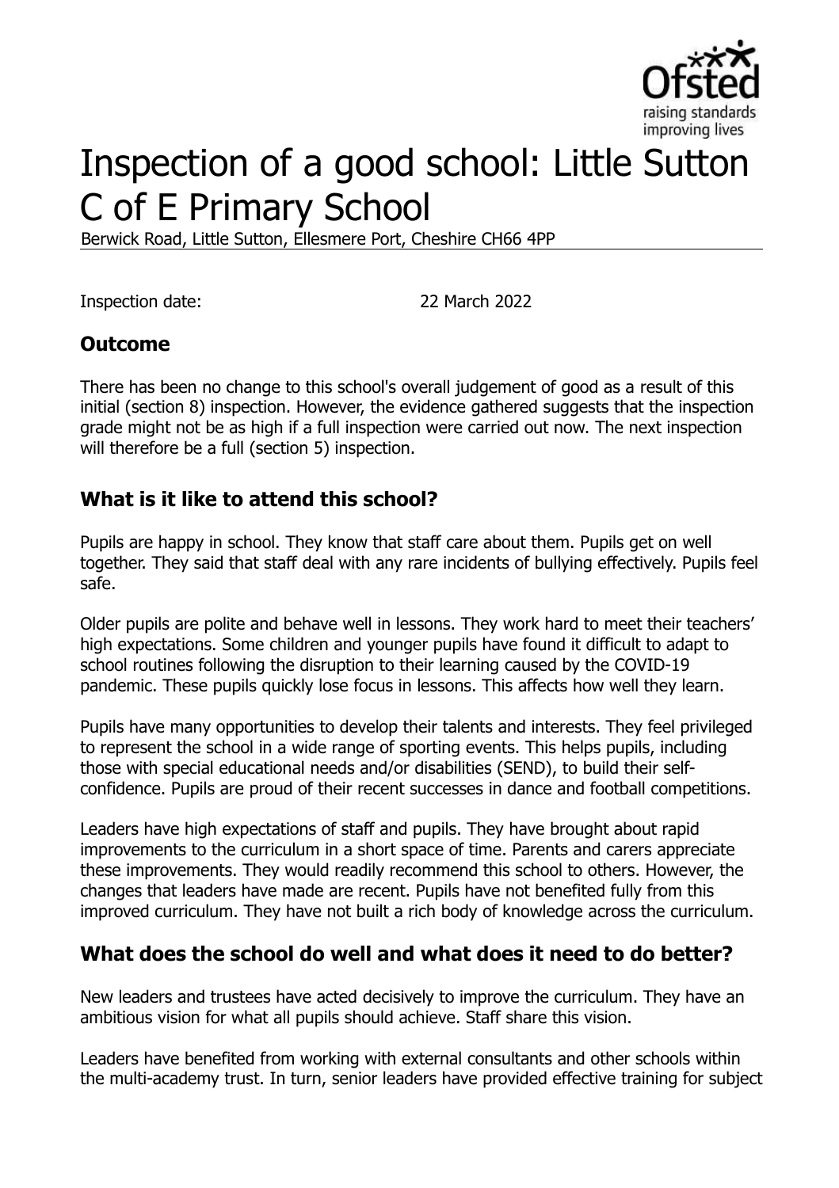# Inspection of a good school: Little Sutton C of E Primary School

Berwick Road, Little Sutton, Ellesmere Port, Cheshire CH66 4PP

Inspection date: 22 March 2022

## Outcome

There has been no change to this school's overall judgement of good as a result of this initial (section 8) inspection. However, the evidence gathered suggests that the inspection grade might not be as high if a full inspection were carried out now. The next inspection will therefore be a full (section 5) inspection.

## What is it like to attend this school?

Pupils are happy in school. They know that staff care about them. Pupils get on well together. They said that staff deal with any rare incidents of bullying effectively. Pupils feel safe.

Older pupils are polite and behave well in lessons. They work hard to meet their teachers' high expectations. Some children and younger pupils have found it difficult to adapt to school routines following the disruption to their learning caused by the COVID-19 pandemic. These pupils quickly lose focus in lessons. This affects how well they learn.

Pupils have many opportunities to develop their talents and interests. They feel privileged to represent the school in a wide range of sporting events. This helps pupils, including those with special educational needs and/or disabilities (SEND), to build their self-confidence. Pupils are proud of their recent successes in dance and football competitions.

Leaders have high expectations of staff and pupils. They have brought about rapid improvements to the curriculum in a short space of time. Parents and carers appreciate these improvements. They would readily recommend this school to others. However, the changes that leaders have made are recent. Pupils have not benefited fully from this improved curriculum. They have not built a rich body of knowledge across the curriculum.

## What does the school do well and what does it need to do better?

New leaders and trustees have acted decisively to improve the curriculum. They have an ambitious vision for what all pupils should achieve. Staff share this vision.

Leaders have benefited from working with external consultants and other schools within the multi-academy trust. In turn, senior leaders have provided effective training for subject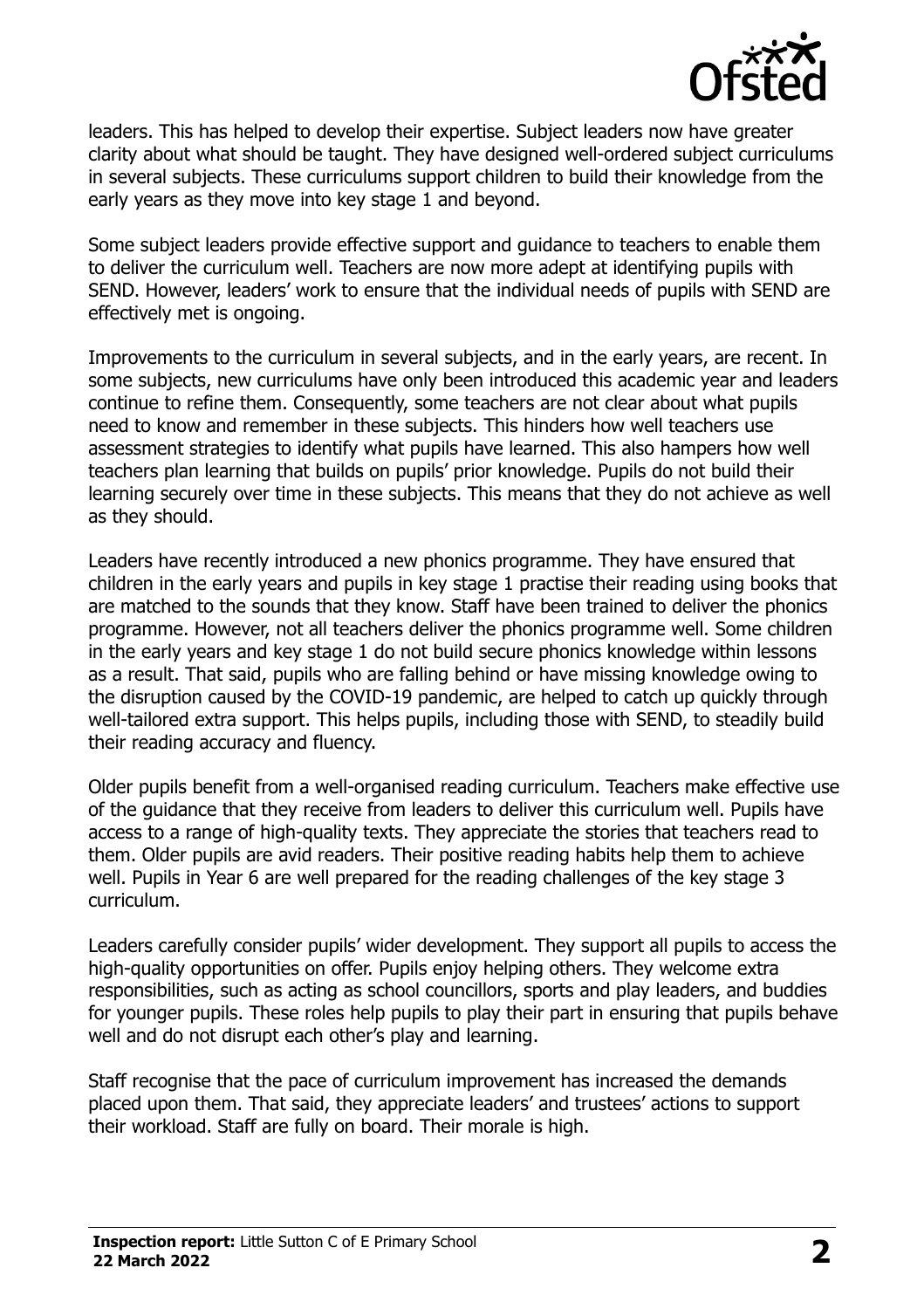leaders. This has helped to develop their expertise. Subject leaders now have greater clarity about what should be taught. They have designed well-ordered subject curriculums in several subjects. These curriculums support children to build their knowledge from the early years as they move into key stage 1 and beyond.

Some subject leaders provide effective support and guidance to teachers to enable them to deliver the curriculum well. Teachers are now more adept at identifying pupils with SEND. However, leaders' work to ensure that the individual needs of pupils with SEND are effectively met is ongoing.

Improvements to the curriculum in several subjects, and in the early years, are recent. In some subjects, new curriculums have only been introduced this academic year and leaders continue to refine them. Consequently, some teachers are not clear about what pupils need to know and remember in these subjects. This hinders how well teachers use assessment strategies to identify what pupils have learned. This also hampers how well teachers plan learning that builds on pupils' prior knowledge. Pupils do not build their learning securely over time in these subjects. This means that they do not achieve as well as they should.

Leaders have recently introduced a new phonics programme. They have ensured that children in the early years and pupils in key stage 1 practise their reading using books that are matched to the sounds that they know. Staff have been trained to deliver the phonics programme. However, not all teachers deliver the phonics programme well. Some children in the early years and key stage 1 do not build secure phonics knowledge within lessons as a result. That said, pupils who are falling behind or have missing knowledge owing to the disruption caused by the COVID-19 pandemic, are helped to catch up quickly through well-tailored extra support. This helps pupils, including those with SEND, to steadily build their reading accuracy and fluency.

Older pupils benefit from a well-organised reading curriculum. Teachers make effective use of the guidance that they receive from leaders to deliver this curriculum well. Pupils have access to a range of high-quality texts. They appreciate the stories that teachers read to them. Older pupils are avid readers. Their positive reading habits help them to achieve well. Pupils in Year 6 are well prepared for the reading challenges of the key stage 3 curriculum.

Leaders carefully consider pupils' wider development. They support all pupils to access the high-quality opportunities on offer. Pupils enjoy helping others. They welcome extra responsibilities, such as acting as school councillors, sports and play leaders, and buddies for younger pupils. These roles help pupils to play their part in ensuring that pupils behave well and do not disrupt each other's play and learning.

Staff recognise that the pace of curriculum improvement has increased the demands placed upon them. That said, they appreciate leaders' and trustees' actions to support their workload. Staff are fully on board. Their morale is high.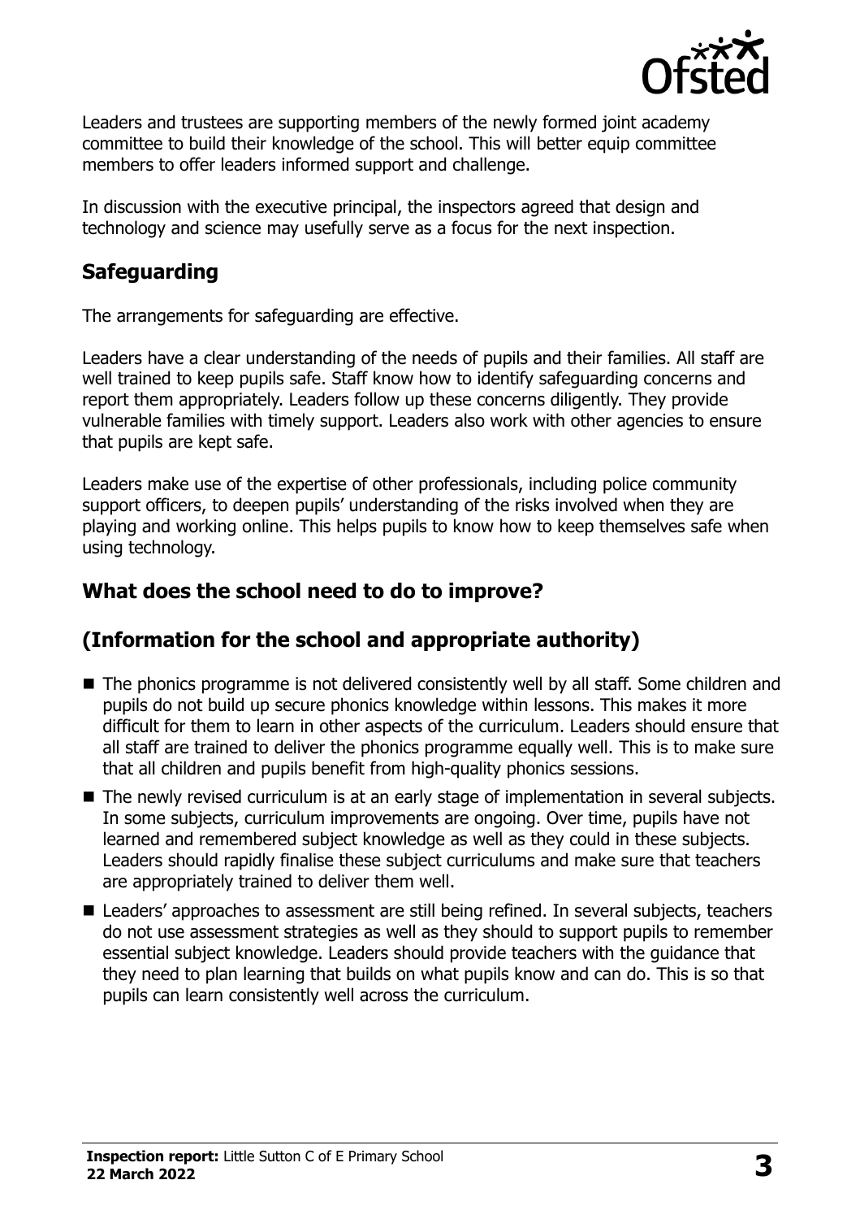Leaders and trustees are supporting members of the newly formed joint academy committee to build their knowledge of the school. This will better equip committee members to offer leaders informed support and challenge.

In discussion with the executive principal, the inspectors agreed that design and technology and science may usefully serve as a focus for the next inspection.

## Safeguarding

The arrangements for safeguarding are effective.

Leaders have a clear understanding of the needs of pupils and their families. All staff are well trained to keep pupils safe. Staff know how to identify safeguarding concerns and report them appropriately. Leaders follow up these concerns diligently. They provide vulnerable families with timely support. Leaders also work with other agencies to ensure that pupils are kept safe.

Leaders make use of the expertise of other professionals, including police community support officers, to deepen pupils' understanding of the risks involved when they are playing and working online. This helps pupils to know how to keep themselves safe when using technology.

## What does the school need to do to improve?

## (Information for the school and appropriate authority)

- The phonics programme is not delivered consistently well by all staff. Some children and pupils do not build up secure phonics knowledge within lessons. This makes it more difficult for them to learn in other aspects of the curriculum. Leaders should ensure that all staff are trained to deliver the phonics programme equally well. This is to make sure that all children and pupils benefit from high-quality phonics sessions.
- The newly revised curriculum is at an early stage of implementation in several subjects. In some subjects, curriculum improvements are ongoing. Over time, pupils have not learned and remembered subject knowledge as well as they could in these subjects. Leaders should rapidly finalise these subject curriculums and make sure that teachers are appropriately trained to deliver them well.
- Leaders' approaches to assessment are still being refined. In several subjects, teachers do not use assessment strategies as well as they should to support pupils to remember essential subject knowledge. Leaders should provide teachers with the guidance that they need to plan learning that builds on what pupils know and can do. This is so that pupils can learn consistently well across the curriculum.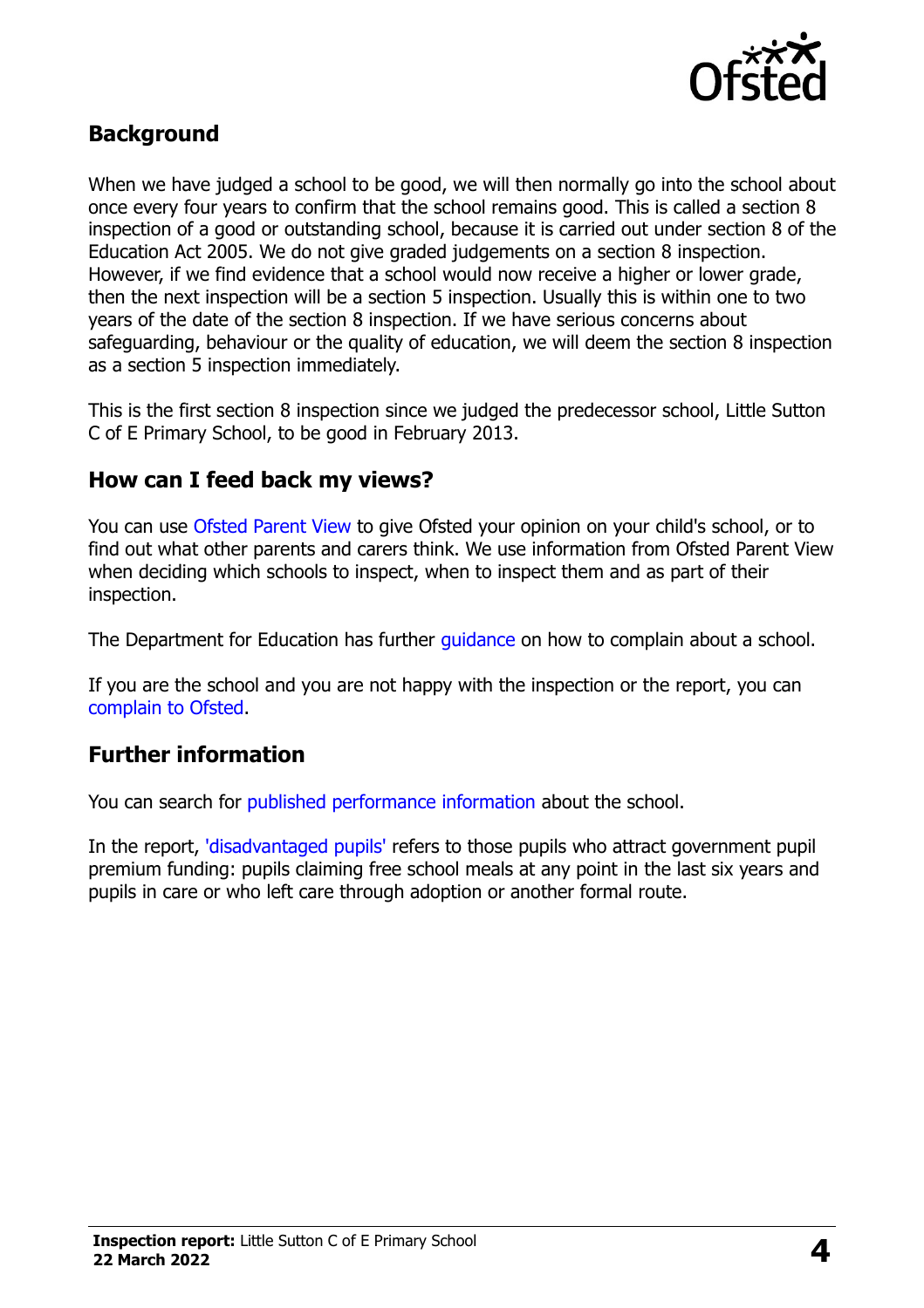## Background

When we have judged a school to be good, we will then normally go into the school about once every four years to confirm that the school remains good. This is called a section 8 inspection of a good or outstanding school, because it is carried out under section 8 of the Education Act 2005. We do not give graded judgements on a section 8 inspection. However, if we find evidence that a school would now receive a higher or lower grade, then the next inspection will be a section 5 inspection. Usually this is within one to two years of the date of the section 8 inspection. If we have serious concerns about safeguarding, behaviour or the quality of education, we will deem the section 8 inspection as a section 5 inspection immediately.

This is the first section 8 inspection since we judged the predecessor school, Little Sutton C of E Primary School, to be good in February 2013.

## How can I feed back my views?

You can use Ofsted Parent View to give Ofsted your opinion on your child's school, or to find out what other parents and carers think. We use information from Ofsted Parent View when deciding which schools to inspect, when to inspect them and as part of their inspection.

The Department for Education has further guidance on how to complain about a school.

If you are the school and you are not happy with the inspection or the report, you can complain to Ofsted.

## Further information

You can search for published performance information about the school.

In the report, 'disadvantaged pupils' refers to those pupils who attract government pupil premium funding: pupils claiming free school meals at any point in the last six years and pupils in care or who left care through adoption or another formal route.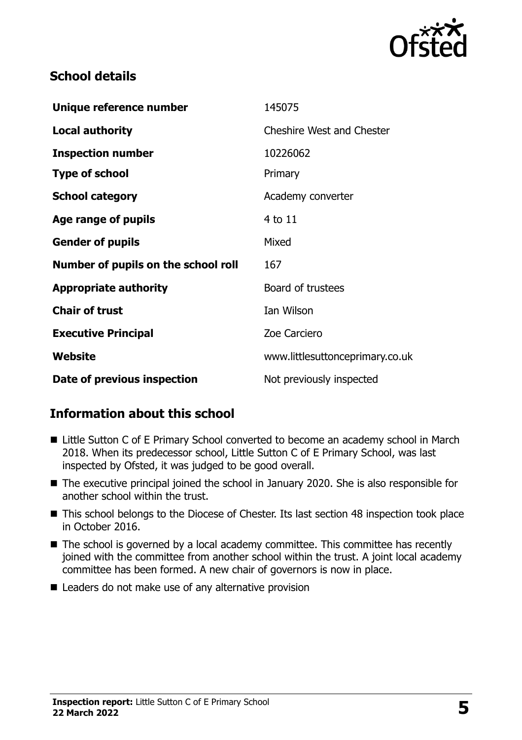## School details

| | |
|---|---|
| **Unique reference number** | 145075 |
| **Local authority** | Cheshire West and Chester |
| **Inspection number** | 10226062 |
| **Type of school** | Primary |
| **School category** | Academy converter |
| **Age range of pupils** | 4 to 11 |
| **Gender of pupils** | Mixed |
| **Number of pupils on the school roll** | 167 |
| **Appropriate authority** | Board of trustees |
| **Chair of trust** | Ian Wilson |
| **Executive Principal** | Zoe Carciero |
| **Website** | www.littlesuttonceprimary.co.uk |
| **Date of previous inspection** | Not previously inspected |

## Information about this school

- Little Sutton C of E Primary School converted to become an academy school in March 2018. When its predecessor school, Little Sutton C of E Primary School, was last inspected by Ofsted, it was judged to be good overall.
- The executive principal joined the school in January 2020. She is also responsible for another school within the trust.
- This school belongs to the Diocese of Chester. Its last section 48 inspection took place in October 2016.
- The school is governed by a local academy committee. This committee has recently joined with the committee from another school within the trust. A joint local academy committee has been formed. A new chair of governors is now in place.
- Leaders do not make use of any alternative provision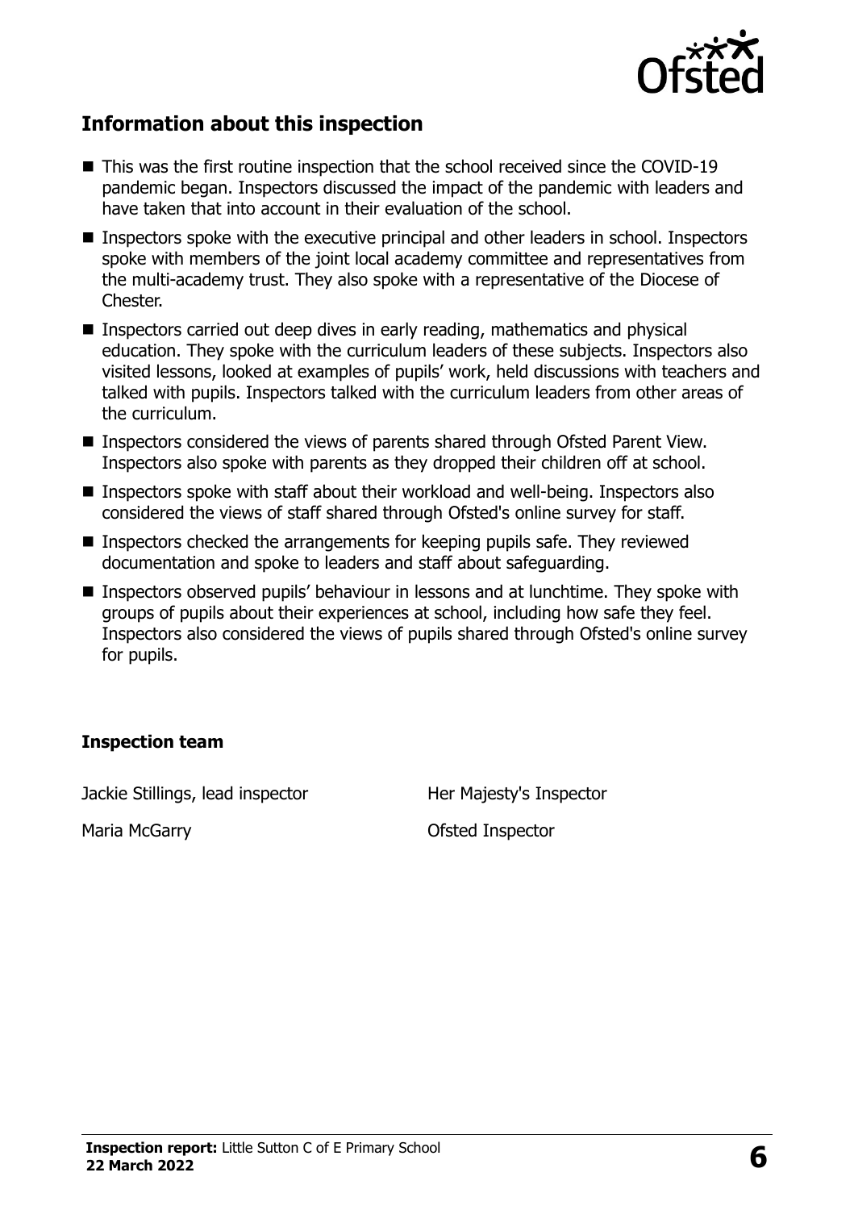## Information about this inspection

- This was the first routine inspection that the school received since the COVID-19 pandemic began. Inspectors discussed the impact of the pandemic with leaders and have taken that into account in their evaluation of the school.
- Inspectors spoke with the executive principal and other leaders in school. Inspectors spoke with members of the joint local academy committee and representatives from the multi-academy trust. They also spoke with a representative of the Diocese of Chester.
- Inspectors carried out deep dives in early reading, mathematics and physical education. They spoke with the curriculum leaders of these subjects. Inspectors also visited lessons, looked at examples of pupils' work, held discussions with teachers and talked with pupils. Inspectors talked with the curriculum leaders from other areas of the curriculum.
- Inspectors considered the views of parents shared through Ofsted Parent View. Inspectors also spoke with parents as they dropped their children off at school.
- Inspectors spoke with staff about their workload and well-being. Inspectors also considered the views of staff shared through Ofsted's online survey for staff.
- Inspectors checked the arrangements for keeping pupils safe. They reviewed documentation and spoke to leaders and staff about safeguarding.
- Inspectors observed pupils' behaviour in lessons and at lunchtime. They spoke with groups of pupils about their experiences at school, including how safe they feel. Inspectors also considered the views of pupils shared through Ofsted's online survey for pupils.

### Inspection team

| | |
|---|---|
| Jackie Stillings, lead inspector | Her Majesty's Inspector |
| Maria McGarry | Ofsted Inspector |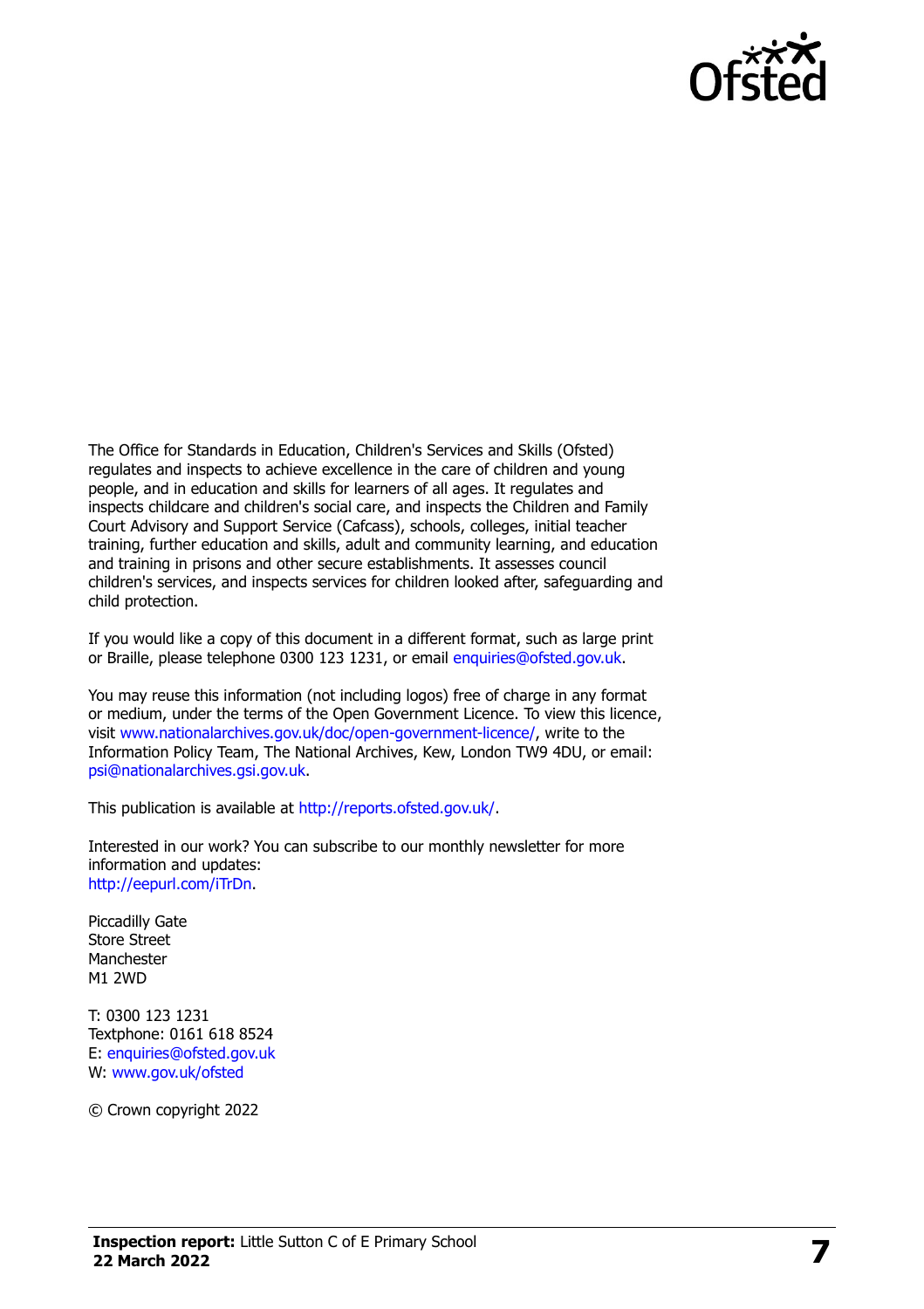The Office for Standards in Education, Children's Services and Skills (Ofsted) regulates and inspects to achieve excellence in the care of children and young people, and in education and skills for learners of all ages. It regulates and inspects childcare and children's social care, and inspects the Children and Family Court Advisory and Support Service (Cafcass), schools, colleges, initial teacher training, further education and skills, adult and community learning, and education and training in prisons and other secure establishments. It assesses council children's services, and inspects services for children looked after, safeguarding and child protection.

If you would like a copy of this document in a different format, such as large print or Braille, please telephone 0300 123 1231, or email enquiries@ofsted.gov.uk.

You may reuse this information (not including logos) free of charge in any format or medium, under the terms of the Open Government Licence. To view this licence, visit www.nationalarchives.gov.uk/doc/open-government-licence/, write to the Information Policy Team, The National Archives, Kew, London TW9 4DU, or email: psi@nationalarchives.gsi.gov.uk.

This publication is available at http://reports.ofsted.gov.uk/.

Interested in our work? You can subscribe to our monthly newsletter for more information and updates:
http://eepurl.com/iTrDn.

Piccadilly Gate
Store Street
Manchester
M1 2WD

T: 0300 123 1231
Textphone: 0161 618 8524
E: enquiries@ofsted.gov.uk
W: www.gov.uk/ofsted

© Crown copyright 2022